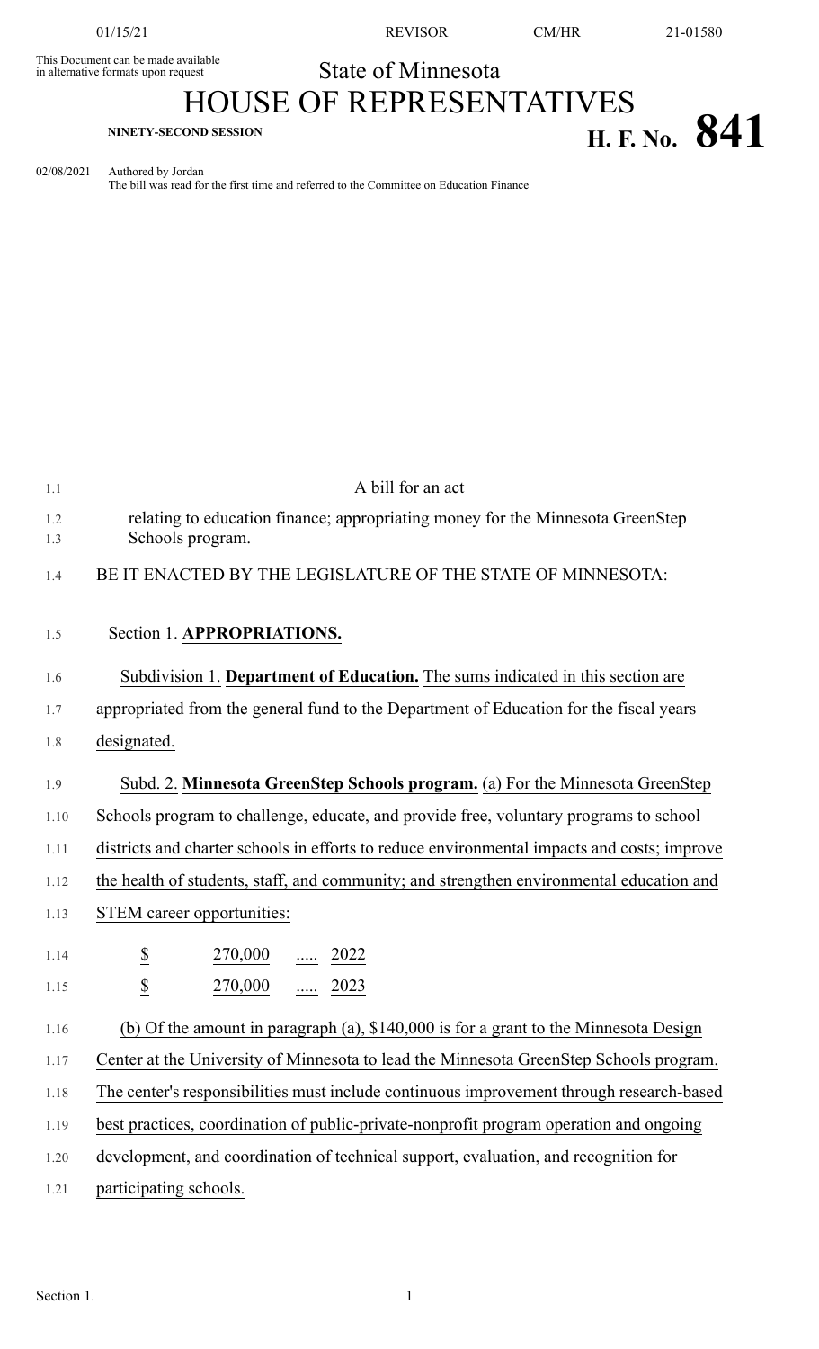01/15/21 REVISOR CM/HR 21-01580

This Document can be made available in alternative formats upon request

State of Minnesota

# HOUSE OF REPRESENTATIVES

**NINETY-SECOND SESSION** **H. F. No. 841**

02/08/2021 Authored by Jordan
The bill was read for the first time and referred to the Committee on Education Finance

A bill for an act

relating to education finance; appropriating money for the Minnesota GreenStep Schools program.

BE IT ENACTED BY THE LEGISLATURE OF THE STATE OF MINNESOTA:

Section 1. **APPROPRIATIONS.**

Subdivision 1. **Department of Education.** The sums indicated in this section are appropriated from the general fund to the Department of Education for the fiscal years designated.

Subd. 2. **Minnesota GreenStep Schools program.** (a) For the Minnesota GreenStep Schools program to challenge, educate, and provide free, voluntary programs to school districts and charter schools in efforts to reduce environmental impacts and costs; improve the health of students, staff, and community; and strengthen environmental education and STEM career opportunities:

$ 270,000 ..... 2022

$ 270,000 ..... 2023

(b) Of the amount in paragraph (a), $140,000 is for a grant to the Minnesota Design Center at the University of Minnesota to lead the Minnesota GreenStep Schools program. The center's responsibilities must include continuous improvement through research-based best practices, coordination of public-private-nonprofit program operation and ongoing development, and coordination of technical support, evaluation, and recognition for participating schools.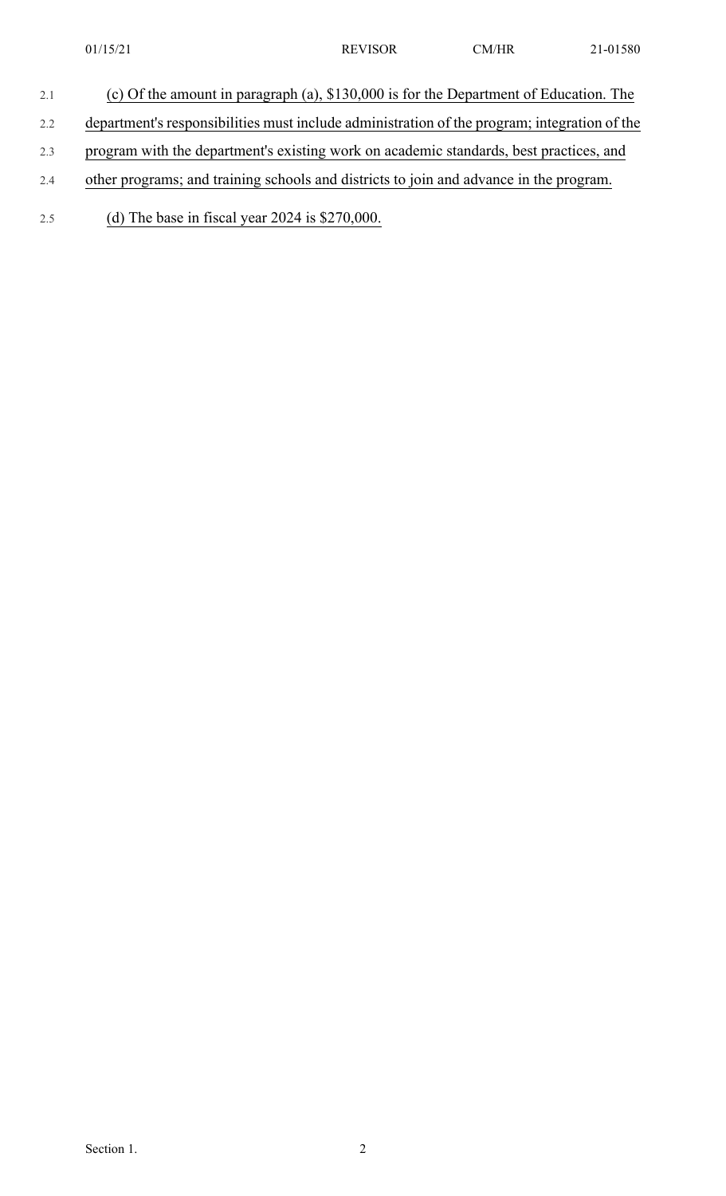(c) Of the amount in paragraph (a), $130,000 is for the Department of Education. The department's responsibilities must include administration of the program; integration of the program with the department's existing work on academic standards, best practices, and other programs; and training schools and districts to join and advance in the program.

(d) The base in fiscal year 2024 is $270,000.